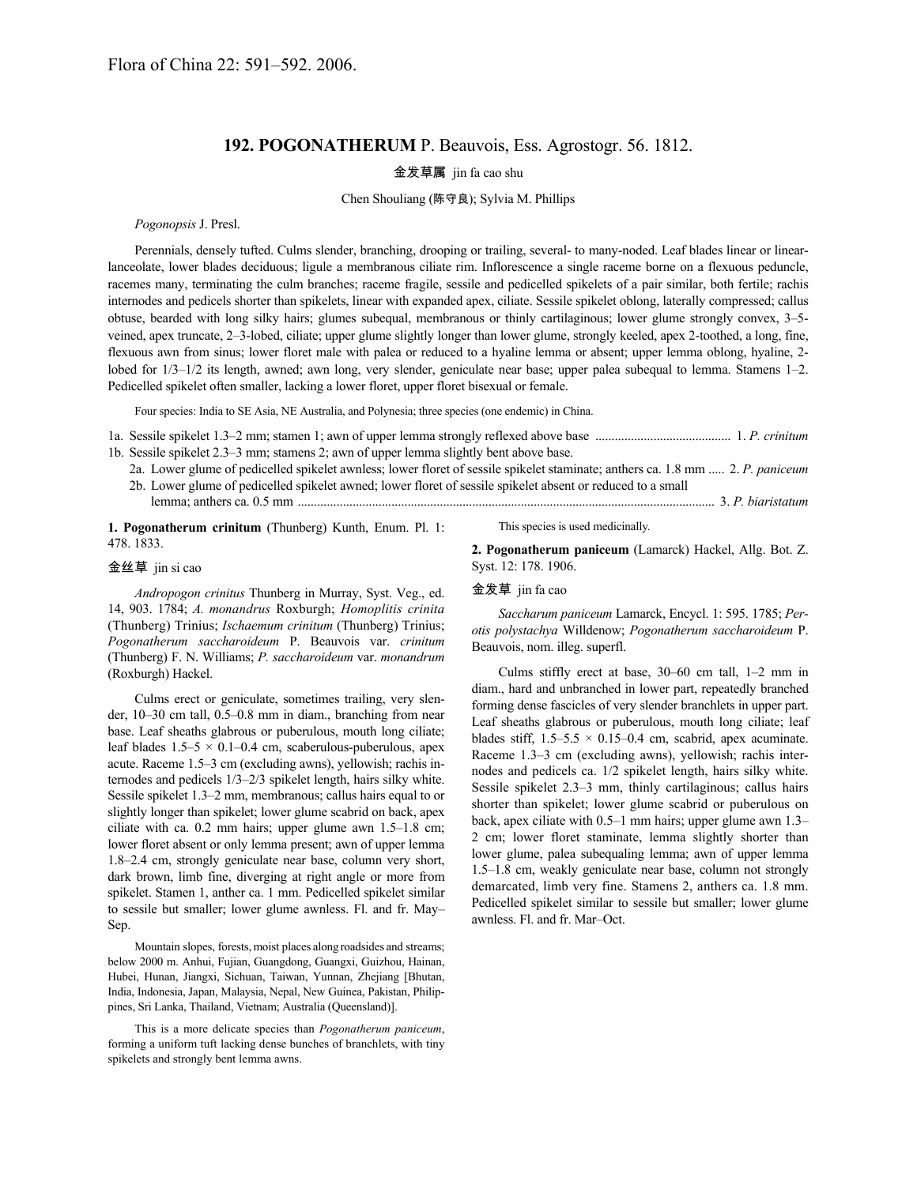Flora of China 22: 591–592. 2006.

## 192. POGONATHERUM P. Beauvois, Ess. Agrostogr. 56. 1812.

金发草属 jin fa cao shu

Chen Shouliang (陈守良); Sylvia M. Phillips

*Pogonopsis* J. Presl.

Perennials, densely tufted. Culms slender, branching, drooping or trailing, several- to many-noded. Leaf blades linear or linear-lanceolate, lower blades deciduous; ligule a membranous ciliate rim. Inflorescence a single raceme borne on a flexuous peduncle, racemes many, terminating the culm branches; raceme fragile, sessile and pedicelled spikelets of a pair similar, both fertile; rachis internodes and pedicels shorter than spikelets, linear with expanded apex, ciliate. Sessile spikelet oblong, laterally compressed; callus obtuse, bearded with long silky hairs; glumes subequal, membranous or thinly cartilaginous; lower glume strongly convex, 3–5-veined, apex truncate, 2–3-lobed, ciliate; upper glume slightly longer than lower glume, strongly keeled, apex 2-toothed, a long, fine, flexuous awn from sinus; lower floret male with palea or reduced to a hyaline lemma or absent; upper lemma oblong, hyaline, 2-lobed for 1/3–1/2 its length, awned; awn long, very slender, geniculate near base; upper palea subequal to lemma. Stamens 1–2. Pedicelled spikelet often smaller, lacking a lower floret, upper floret bisexual or female.

Four species: India to SE Asia, NE Australia, and Polynesia; three species (one endemic) in China.

1a. Sessile spikelet 1.3–2 mm; stamen 1; awn of upper lemma strongly reflexed above base .......................................... 1. *P. crinitum*
1b. Sessile spikelet 2.3–3 mm; stamens 2; awn of upper lemma slightly bent above base.
  2a. Lower glume of pedicelled spikelet awnless; lower floret of sessile spikelet staminate; anthers ca. 1.8 mm ..... 2. *P. paniceum*
  2b. Lower glume of pedicelled spikelet awned; lower floret of sessile spikelet absent or reduced to a small lemma; anthers ca. 0.5 mm ................................................................................................................................ 3. *P. biaristatum*

**1. Pogonatherum crinitum** (Thunberg) Kunth, Enum. Pl. 1: 478. 1833.

金丝草 jin si cao

*Andropogon crinitus* Thunberg in Murray, Syst. Veg., ed. 14, 903. 1784; *A. monandrus* Roxburgh; *Homoplitis crinita* (Thunberg) Trinius; *Ischaemum crinitum* (Thunberg) Trinius; *Pogonatherum saccharoideum* P. Beauvois var. *crinitum* (Thunberg) F. N. Williams; *P. saccharoideum* var. *monandrum* (Roxburgh) Hackel.

Culms erect or geniculate, sometimes trailing, very slender, 10–30 cm tall, 0.5–0.8 mm in diam., branching from near base. Leaf sheaths glabrous or puberulous, mouth long ciliate; leaf blades 1.5–5 × 0.1–0.4 cm, scaberulous-puberulous, apex acute. Raceme 1.5–3 cm (excluding awns), yellowish; rachis internodes and pedicels 1/3–2/3 spikelet length, hairs silky white. Sessile spikelet 1.3–2 mm, membranous; callus hairs equal to or slightly longer than spikelet; lower glume scabrid on back, apex ciliate with ca. 0.2 mm hairs; upper glume awn 1.5–1.8 cm; lower floret absent or only lemma present; awn of upper lemma 1.8–2.4 cm, strongly geniculate near base, column very short, dark brown, limb fine, diverging at right angle or more from spikelet. Stamen 1, anther ca. 1 mm. Pedicelled spikelet similar to sessile but smaller; lower glume awnless. Fl. and fr. May–Sep.

Mountain slopes, forests, moist places along roadsides and streams; below 2000 m. Anhui, Fujian, Guangdong, Guangxi, Guizhou, Hainan, Hubei, Hunan, Jiangxi, Sichuan, Taiwan, Yunnan, Zhejiang [Bhutan, India, Indonesia, Japan, Malaysia, Nepal, New Guinea, Pakistan, Philippines, Sri Lanka, Thailand, Vietnam; Australia (Queensland)].

This is a more delicate species than *Pogonatherum paniceum*, forming a uniform tuft lacking dense bunches of branchlets, with tiny spikelets and strongly bent lemma awns.

This species is used medicinally.

**2. Pogonatherum paniceum** (Lamarck) Hackel, Allg. Bot. Z. Syst. 12: 178. 1906.

金发草 jin fa cao

*Saccharum paniceum* Lamarck, Encycl. 1: 595. 1785; *Perotis polystachya* Willdenow; *Pogonatherum saccharoideum* P. Beauvois, nom. illeg. superfl.

Culms stiffly erect at base, 30–60 cm tall, 1–2 mm in diam., hard and unbranched in lower part, repeatedly branched forming dense fascicles of very slender branchlets in upper part. Leaf sheaths glabrous or puberulous, mouth long ciliate; leaf blades stiff, 1.5–5.5 × 0.15–0.4 cm, scabrid, apex acuminate. Raceme 1.3–3 cm (excluding awns), yellowish; rachis internodes and pedicels ca. 1/2 spikelet length, hairs silky white. Sessile spikelet 2.3–3 mm, thinly cartilaginous; callus hairs shorter than spikelet; lower glume scabrid or puberulous on back, apex ciliate with 0.5–1 mm hairs; upper glume awn 1.3–2 cm; lower floret staminate, lemma slightly shorter than lower glume, palea subequaling lemma; awn of upper lemma 1.5–1.8 cm, weakly geniculate near base, column not strongly demarcated, limb very fine. Stamens 2, anthers ca. 1.8 mm. Pedicelled spikelet similar to sessile but smaller; lower glume awnless. Fl. and fr. Mar–Oct.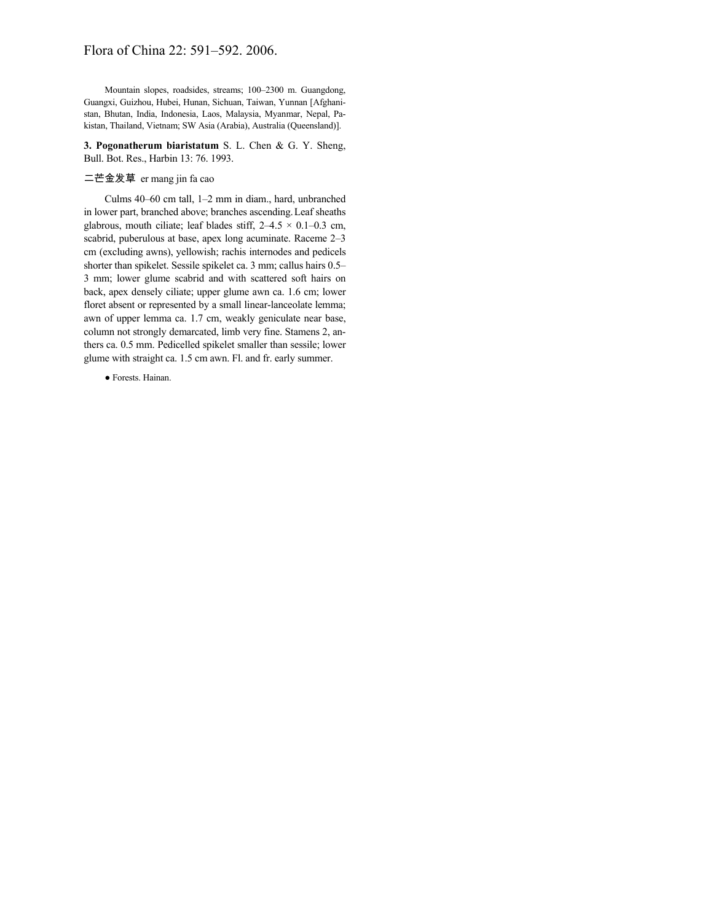Mountain slopes, roadsides, streams; 100–2300 m. Guangdong, Guangxi, Guizhou, Hubei, Hunan, Sichuan, Taiwan, Yunnan [Afghanistan, Bhutan, India, Indonesia, Laos, Malaysia, Myanmar, Nepal, Pakistan, Thailand, Vietnam; SW Asia (Arabia), Australia (Queensland)].

**3. Pogonatherum biaristatum** S. L. Chen & G. Y. Sheng, Bull. Bot. Res., Harbin 13: 76. 1993.

二芒金发草 er mang jin fa cao

Culms 40–60 cm tall, 1–2 mm in diam., hard, unbranched in lower part, branched above; branches ascending. Leaf sheaths glabrous, mouth ciliate; leaf blades stiff, 2–4.5 × 0.1–0.3 cm, scabrid, puberulous at base, apex long acuminate. Raceme 2–3 cm (excluding awns), yellowish; rachis internodes and pedicels shorter than spikelet. Sessile spikelet ca. 3 mm; callus hairs 0.5–3 mm; lower glume scabrid and with scattered soft hairs on back, apex densely ciliate; upper glume awn ca. 1.6 cm; lower floret absent or represented by a small linear-lanceolate lemma; awn of upper lemma ca. 1.7 cm, weakly geniculate near base, column not strongly demarcated, limb very fine. Stamens 2, anthers ca. 0.5 mm. Pedicelled spikelet smaller than sessile; lower glume with straight ca. 1.5 cm awn. Fl. and fr. early summer.

● Forests. Hainan.